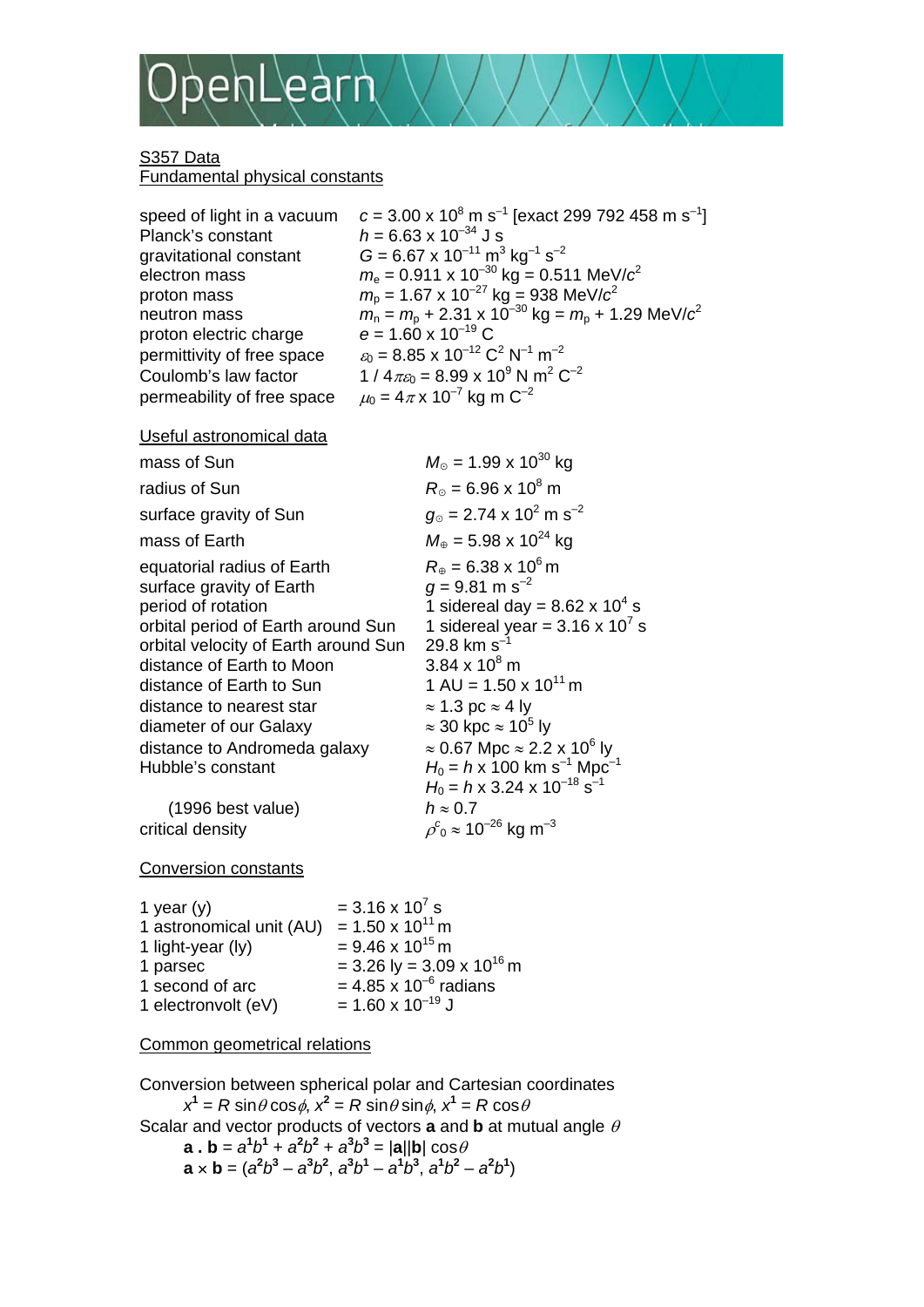## S357 Data

### Fundamental physical constants

| | |
|---|---|
| speed of light in a vacuum | $c = 3.00 \times 10^{8}$ m s$^{-1}$ [exact 299 792 458 m s$^{-1}$] |
| Planck's constant | $h = 6.63 \times 10^{-34}$ J s |
| gravitational constant | $G = 6.67 \times 10^{-11}$ m$^{3}$ kg$^{-1}$ s$^{-2}$ |
| electron mass | $m_e = 0.911 \times 10^{-30}$ kg = 0.511 MeV/$c^2$ |
| proton mass | $m_p = 1.67 \times 10^{-27}$ kg = 938 MeV/$c^2$ |
| neutron mass | $m_n = m_p + 2.31 \times 10^{-30}$ kg = $m_p$ + 1.29 MeV/$c^2$ |
| proton electric charge | $e = 1.60 \times 10^{-19}$ C |
| permittivity of free space | $\varepsilon_0 = 8.85 \times 10^{-12}$ C$^{2}$ N$^{-1}$ m$^{-2}$ |
| Coulomb's law factor | $1 / 4\pi\varepsilon_0 = 8.99 \times 10^{9}$ N m$^{2}$ C$^{-2}$ |
| permeability of free space | $\mu_0 = 4\pi \times 10^{-7}$ kg m C$^{-2}$ |

### Useful astronomical data

| | |
|---|---|
| mass of Sun | $M_\odot = 1.99 \times 10^{30}$ kg |
| radius of Sun | $R_\odot = 6.96 \times 10^{8}$ m |
| surface gravity of Sun | $g_\odot = 2.74 \times 10^{2}$ m s$^{-2}$ |
| mass of Earth | $M_\oplus = 5.98 \times 10^{24}$ kg |
| equatorial radius of Earth | $R_\oplus = 6.38 \times 10^{6}$ m |
| surface gravity of Earth | $g = 9.81$ m s$^{-2}$ |
| period of rotation | 1 sidereal day = $8.62 \times 10^{4}$ s |
| orbital period of Earth around Sun | 1 sidereal year = $3.16 \times 10^{7}$ s |
| orbital velocity of Earth around Sun | 29.8 km s$^{-1}$ |
| distance of Earth to Moon | $3.84 \times 10^{8}$ m |
| distance of Earth to Sun | 1 AU = $1.50 \times 10^{11}$ m |
| distance to nearest star | ≈ 1.3 pc ≈ 4 ly |
| diameter of our Galaxy | ≈ 30 kpc ≈ $10^{5}$ ly |
| distance to Andromeda galaxy | ≈ 0.67 Mpc ≈ $2.2 \times 10^{6}$ ly |
| Hubble's constant | $H_0 = h \times 100$ km s$^{-1}$ Mpc$^{-1}$ |
| | $H_0 = h \times 3.24 \times 10^{-18}$ s$^{-1}$ |
| (1996 best value) | $h \approx 0.7$ |
| critical density | $\rho^c_0 \approx 10^{-26}$ kg m$^{-3}$ |

### Conversion constants

| | |
|---|---|
| 1 year (y) | = $3.16 \times 10^{7}$ s |
| 1 astronomical unit (AU) | = $1.50 \times 10^{11}$ m |
| 1 light-year (ly) | = $9.46 \times 10^{15}$ m |
| 1 parsec | = 3.26 ly = $3.09 \times 10^{16}$ m |
| 1 second of arc | = $4.85 \times 10^{-6}$ radians |
| 1 electronvolt (eV) | = $1.60 \times 10^{-19}$ J |

### Common geometrical relations

Conversion between spherical polar and Cartesian coordinates

$x^1 = R \sin\theta\cos\phi,\ x^2 = R \sin\theta\sin\phi,\ x^1 = R \cos\theta$

Scalar and vector products of vectors **a** and **b** at mutual angle $\theta$

$\mathbf{a} \cdot \mathbf{b} = a^1b^1 + a^2b^2 + a^3b^3 = |\mathbf{a}||\mathbf{b}| \cos\theta$

$\mathbf{a} \times \mathbf{b} = (a^2b^3 - a^3b^2,\ a^3b^1 - a^1b^3,\ a^1b^2 - a^2b^1)$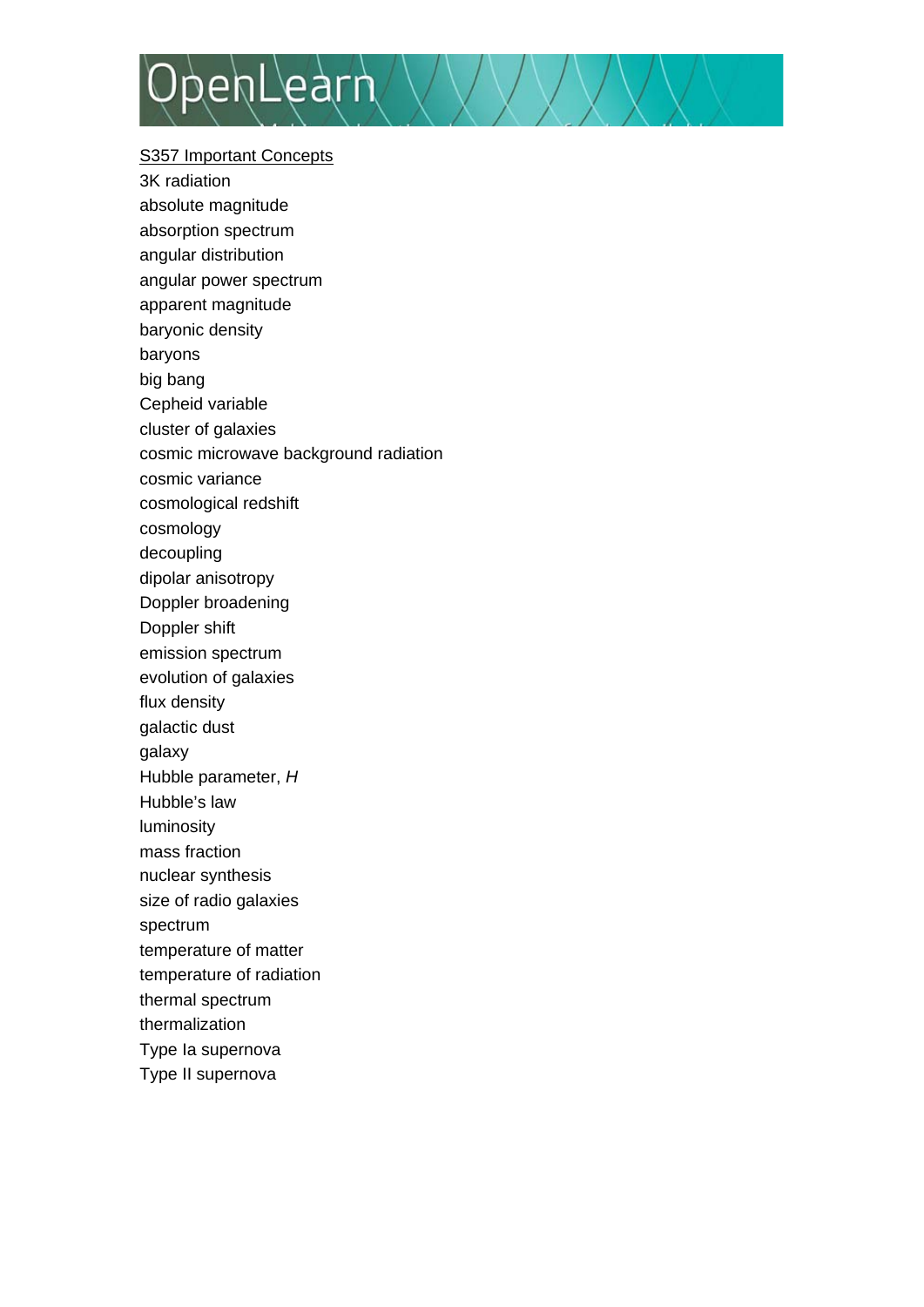S357 Important Concepts

3K radiation
absolute magnitude
absorption spectrum
angular distribution
angular power spectrum
apparent magnitude
baryonic density
baryons
big bang
Cepheid variable
cluster of galaxies
cosmic microwave background radiation
cosmic variance
cosmological redshift
cosmology
decoupling
dipolar anisotropy
Doppler broadening
Doppler shift
emission spectrum
evolution of galaxies
flux density
galactic dust
galaxy
Hubble parameter, $H$
Hubble's law
luminosity
mass fraction
nuclear synthesis
size of radio galaxies
spectrum
temperature of matter
temperature of radiation
thermal spectrum
thermalization
Type Ia supernova
Type II supernova